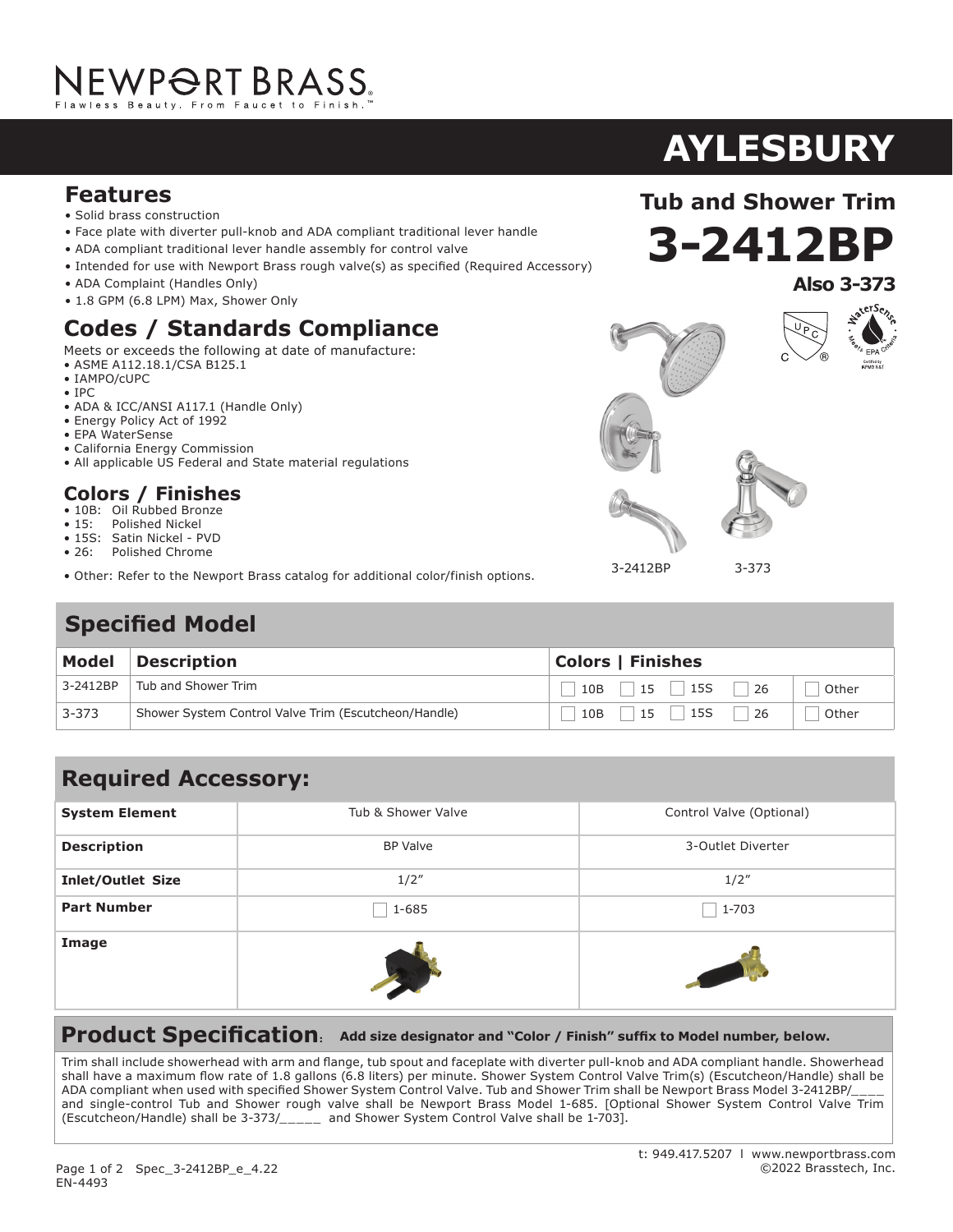NEWPORT BRASS
Flawless Beauty. From Faucet to Finish.™

# AYLESBURY

## Tub and Shower Trim

# 3-2412BP

**Also 3-373**

## Features

- Solid brass construction
- Face plate with diverter pull-knob and ADA compliant traditional lever handle
- ADA compliant traditional lever handle assembly for control valve
- Intended for use with Newport Brass rough valve(s) as specified (Required Accessory)
- ADA Complaint (Handles Only)
- 1.8 GPM (6.8 LPM) Max, Shower Only

## Codes / Standards Compliance

Meets or exceeds the following at date of manufacture:

- ASME A112.18.1/CSA B125.1
- IAMPO/cUPC
- IPC
- ADA & ICC/ANSI A117.1 (Handle Only)
- Energy Policy Act of 1992
- EPA WaterSense
- California Energy Commission
- All applicable US Federal and State material regulations

## Colors / Finishes

- 10B: Oil Rubbed Bronze
- 15: Polished Nickel
- 15S: Satin Nickel - PVD
- 26: Polished Chrome

- Other: Refer to the Newport Brass catalog for additional color/finish options.

3-2412BP 3-373

## Specified Model

| Model | Description | Colors \| Finishes |
|---|---|---|
| 3-2412BP | Tub and Shower Trim | ☐ 10B ☐ 15 ☐ 15S ☐ 26 ☐ Other |
| 3-373 | Shower System Control Valve Trim (Escutcheon/Handle) | ☐ 10B ☐ 15 ☐ 15S ☐ 26 ☐ Other |

## Required Accessory:

| System Element | Tub & Shower Valve | Control Valve (Optional) |
|---|---|---|
| Description | BP Valve | 3-Outlet Diverter |
| Inlet/Outlet Size | 1/2″ | 1/2″ |
| Part Number | ☐ 1-685 | ☐ 1-703 |
| Image | | |

## Product Specification: **Add size designator and "Color / Finish" suffix to Model number, below.**

Trim shall include showerhead with arm and flange, tub spout and faceplate with diverter pull-knob and ADA compliant handle. Showerhead shall have a maximum flow rate of 1.8 gallons (6.8 liters) per minute. Shower System Control Valve Trim(s) (Escutcheon/Handle) shall be ADA compliant when used with specified Shower System Control Valve. Tub and Shower Trim shall be Newport Brass Model 3-2412BP/____ and single-control Tub and Shower rough valve shall be Newport Brass Model 1-685. [Optional Shower System Control Valve Trim (Escutcheon/Handle) shall be 3-373/_____ and Shower System Control Valve shall be 1-703].

t: 949.417.5207 | www.newportbrass.com
©2022 Brasstech, Inc.

Spec_3-2412BP_e_4.22
EN-4493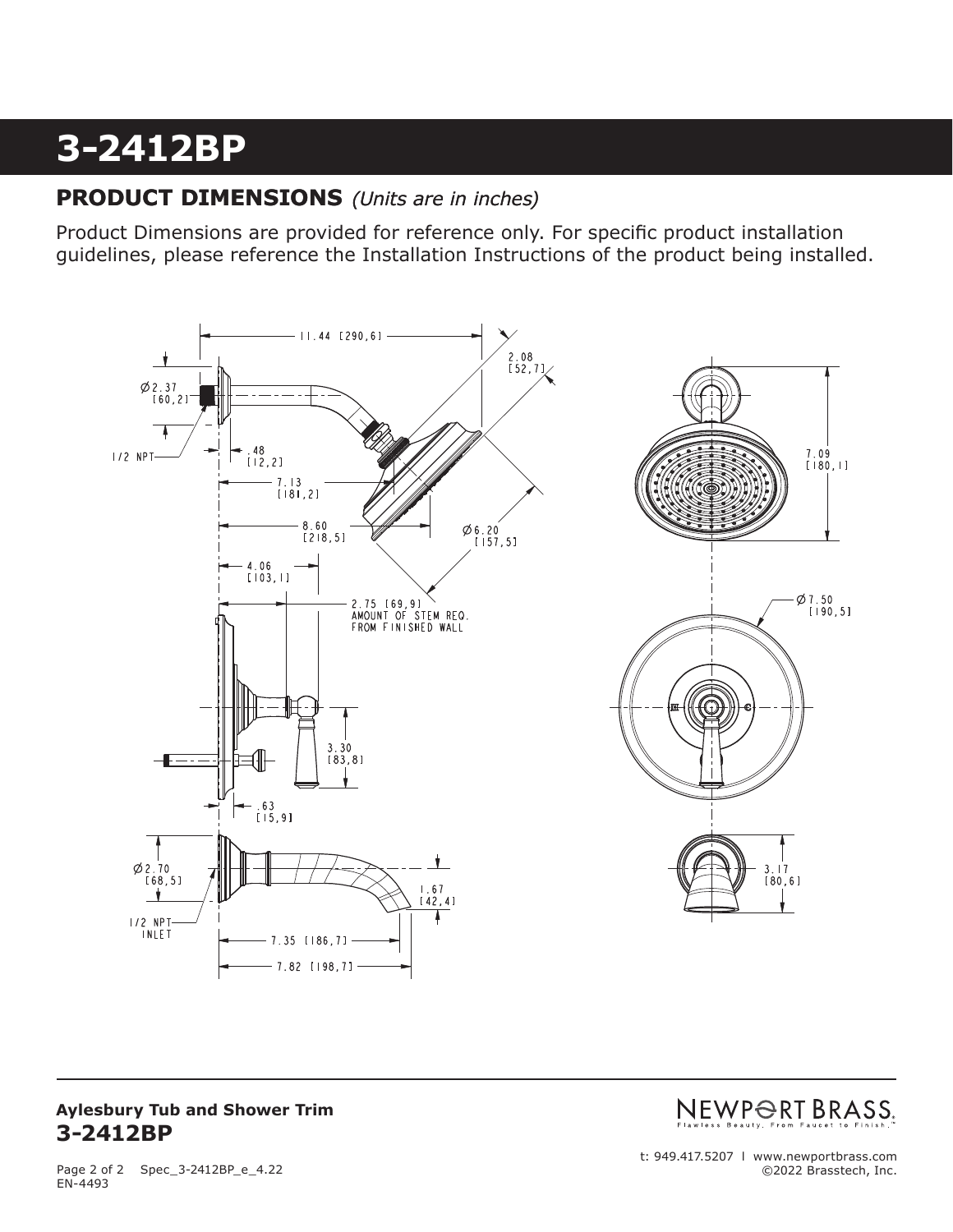# 3-2412BP

## PRODUCT DIMENSIONS *(Units are in inches)*

Product Dimensions are provided for reference only. For specific product installation guidelines, please reference the Installation Instructions of the product being installed.

11.44 [290,6]

2.08
[52,7]

Ø2.37
[60,2]

1/2 NPT

.48
[12,2]

7.13
[181,2]

8.60
[218,5]

Ø6.20
[157,5]

7.09
[180,1]

4.06
[103,1]

2.75 [69,9]
AMOUNT OF STEM REQ.
FROM FINISHED WALL

Ø7.50
[190,5]

3.30
[83,8]

.63
[15,9]

Ø2.70
[68,5]

1.67
[42,4]

3.17
[80,6]

1/2 NPT
INLET

7.35 [186,7]

7.82 [198,7]

**Aylesbury Tub and Shower Trim**
**3-2412BP**

Spec_3-2412BP_e_4.22
EN-4493

NEWPORT BRASS
Flawless Beauty. From Faucet to Finish.™

t: 949.417.5207 | www.newportbrass.com
©2022 Brasstech, Inc.